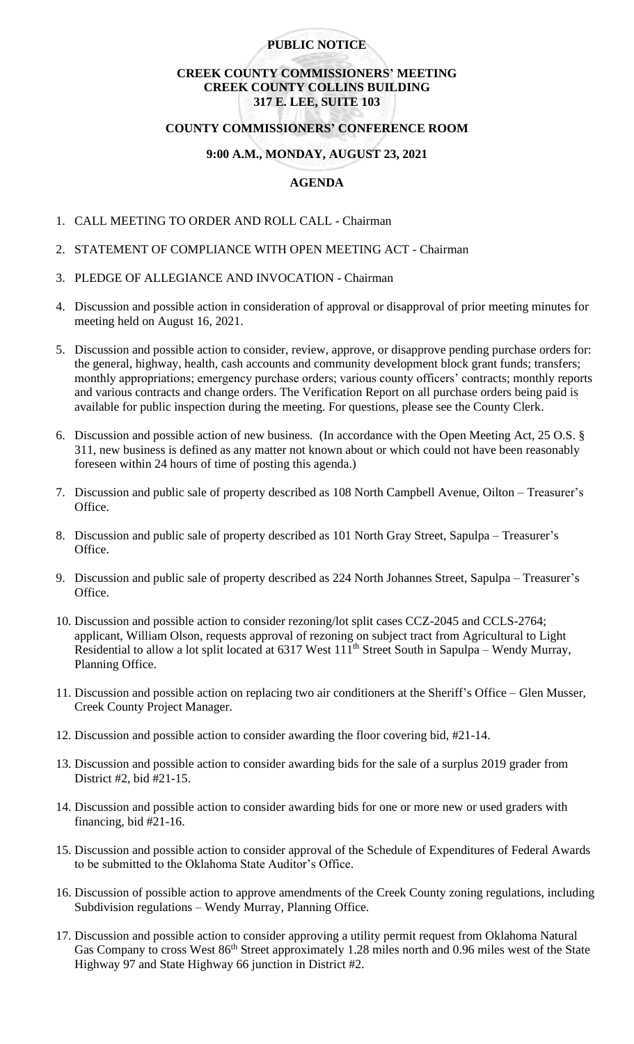**PUBLIC NOTICE**

**CREEK COUNTY COMMISSIONERS' MEETING**
**CREEK COUNTY COLLINS BUILDING**
**317 E. LEE, SUITE 103**

**COUNTY COMMISSIONERS' CONFERENCE ROOM**

**9:00 A.M., MONDAY, AUGUST 23, 2021**

**AGENDA**

1. CALL MEETING TO ORDER AND ROLL CALL - Chairman
2. STATEMENT OF COMPLIANCE WITH OPEN MEETING ACT - Chairman
3. PLEDGE OF ALLEGIANCE AND INVOCATION - Chairman
4. Discussion and possible action in consideration of approval or disapproval of prior meeting minutes for meeting held on August 16, 2021.
5. Discussion and possible action to consider, review, approve, or disapprove pending purchase orders for: the general, highway, health, cash accounts and community development block grant funds; transfers; monthly appropriations; emergency purchase orders; various county officers' contracts; monthly reports and various contracts and change orders. The Verification Report on all purchase orders being paid is available for public inspection during the meeting. For questions, please see the County Clerk.
6. Discussion and possible action of new business. (In accordance with the Open Meeting Act, 25 O.S. § 311, new business is defined as any matter not known about or which could not have been reasonably foreseen within 24 hours of time of posting this agenda.)
7. Discussion and public sale of property described as 108 North Campbell Avenue, Oilton – Treasurer's Office.
8. Discussion and public sale of property described as 101 North Gray Street, Sapulpa – Treasurer's Office.
9. Discussion and public sale of property described as 224 North Johannes Street, Sapulpa – Treasurer's Office.
10. Discussion and possible action to consider rezoning/lot split cases CCZ-2045 and CCLS-2764; applicant, William Olson, requests approval of rezoning on subject tract from Agricultural to Light Residential to allow a lot split located at 6317 West 111th Street South in Sapulpa – Wendy Murray, Planning Office.
11. Discussion and possible action on replacing two air conditioners at the Sheriff's Office – Glen Musser, Creek County Project Manager.
12. Discussion and possible action to consider awarding the floor covering bid, #21-14.
13. Discussion and possible action to consider awarding bids for the sale of a surplus 2019 grader from District #2, bid #21-15.
14. Discussion and possible action to consider awarding bids for one or more new or used graders with financing, bid #21-16.
15. Discussion and possible action to consider approval of the Schedule of Expenditures of Federal Awards to be submitted to the Oklahoma State Auditor's Office.
16. Discussion of possible action to approve amendments of the Creek County zoning regulations, including Subdivision regulations – Wendy Murray, Planning Office.
17. Discussion and possible action to consider approving a utility permit request from Oklahoma Natural Gas Company to cross West 86th Street approximately 1.28 miles north and 0.96 miles west of the State Highway 97 and State Highway 66 junction in District #2.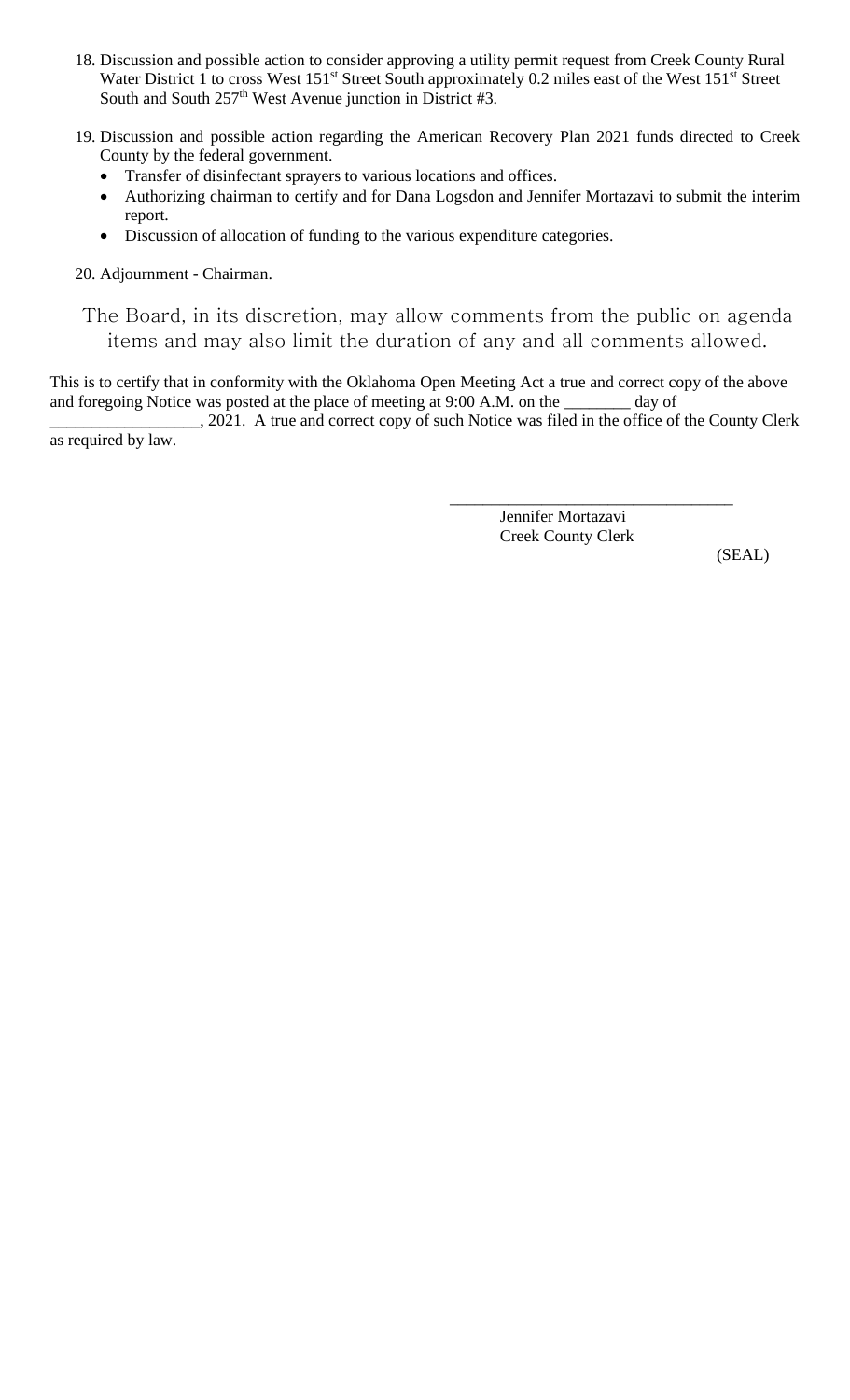18. Discussion and possible action to consider approving a utility permit request from Creek County Rural Water District 1 to cross West 151st Street South approximately 0.2 miles east of the West 151st Street South and South 257th West Avenue junction in District #3.

19. Discussion and possible action regarding the American Recovery Plan 2021 funds directed to Creek County by the federal government.
    - Transfer of disinfectant sprayers to various locations and offices.
    - Authorizing chairman to certify and for Dana Logsdon and Jennifer Mortazavi to submit the interim report.
    - Discussion of allocation of funding to the various expenditure categories.

20. Adjournment - Chairman.

The Board, in its discretion, may allow comments from the public on agenda items and may also limit the duration of any and all comments allowed.

This is to certify that in conformity with the Oklahoma Open Meeting Act a true and correct copy of the above and foregoing Notice was posted at the place of meeting at 9:00 A.M. on the ________ day of _________________, 2021. A true and correct copy of such Notice was filed in the office of the County Clerk as required by law.

_________________________________

Jennifer Mortazavi
Creek County Clerk

(SEAL)